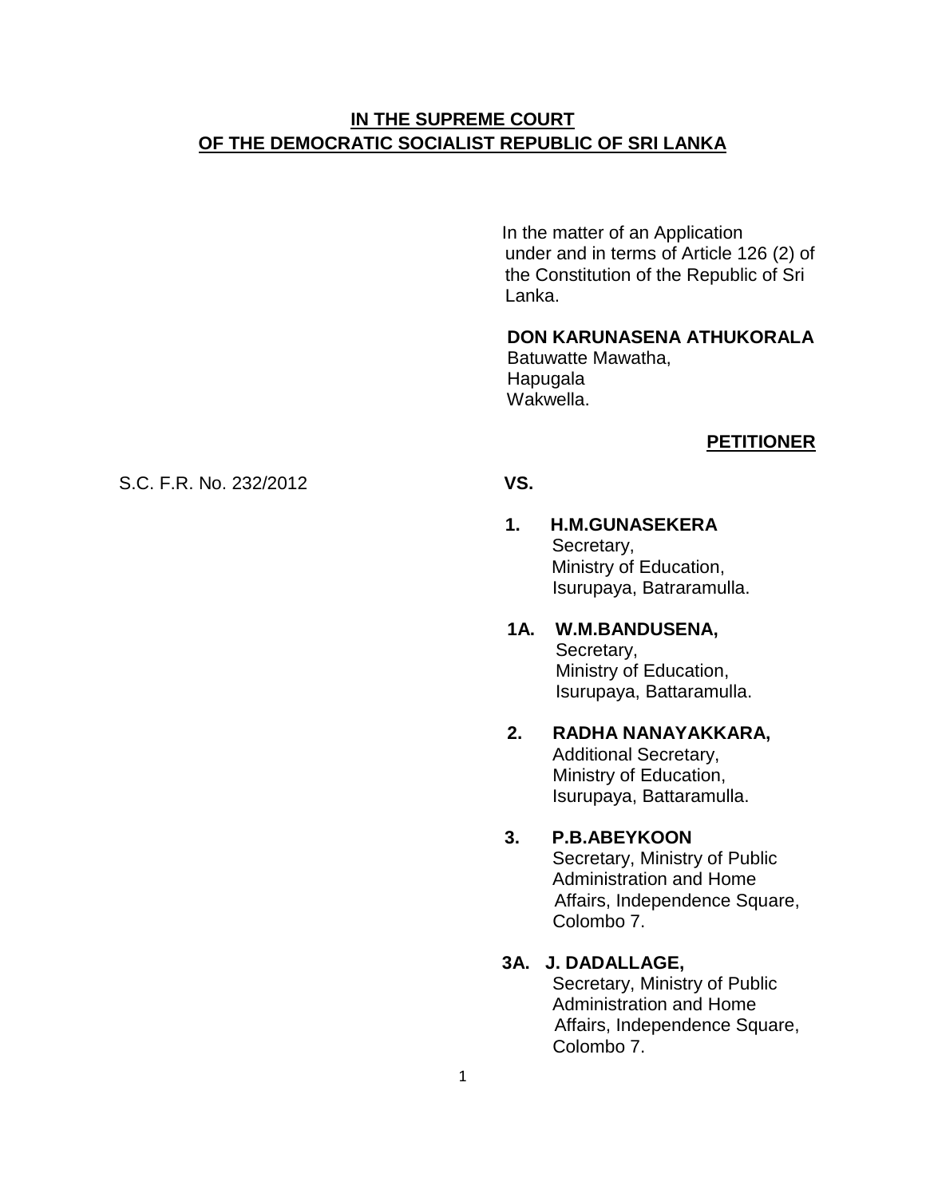**IN THE SUPREME COURT**
**OF THE DEMOCRATIC SOCIALIST REPUBLIC OF SRI LANKA**

In the matter of an Application under and in terms of Article 126 (2) of the Constitution of the Republic of Sri Lanka.

**DON KARUNASENA ATHUKORALA**
Batuwatte Mawatha,
Hapugala
Wakwella.

**PETITIONER**

S.C. F.R. No. 232/2012

**VS.**

1. **H.M.GUNASEKERA**
   Secretary,
   Ministry of Education,
   Isurupaya, Batraramulla.

1A. **W.M.BANDUSENA,**
   Secretary,
   Ministry of Education,
   Isurupaya, Battaramulla.

2. **RADHA NANAYAKKARA,**
   Additional Secretary,
   Ministry of Education,
   Isurupaya, Battaramulla.

3. **P.B.ABEYKOON**
   Secretary, Ministry of Public Administration and Home Affairs, Independence Square, Colombo 7.

3A. **J. DADALLAGE,**
   Secretary, Ministry of Public Administration and Home Affairs, Independence Square, Colombo 7.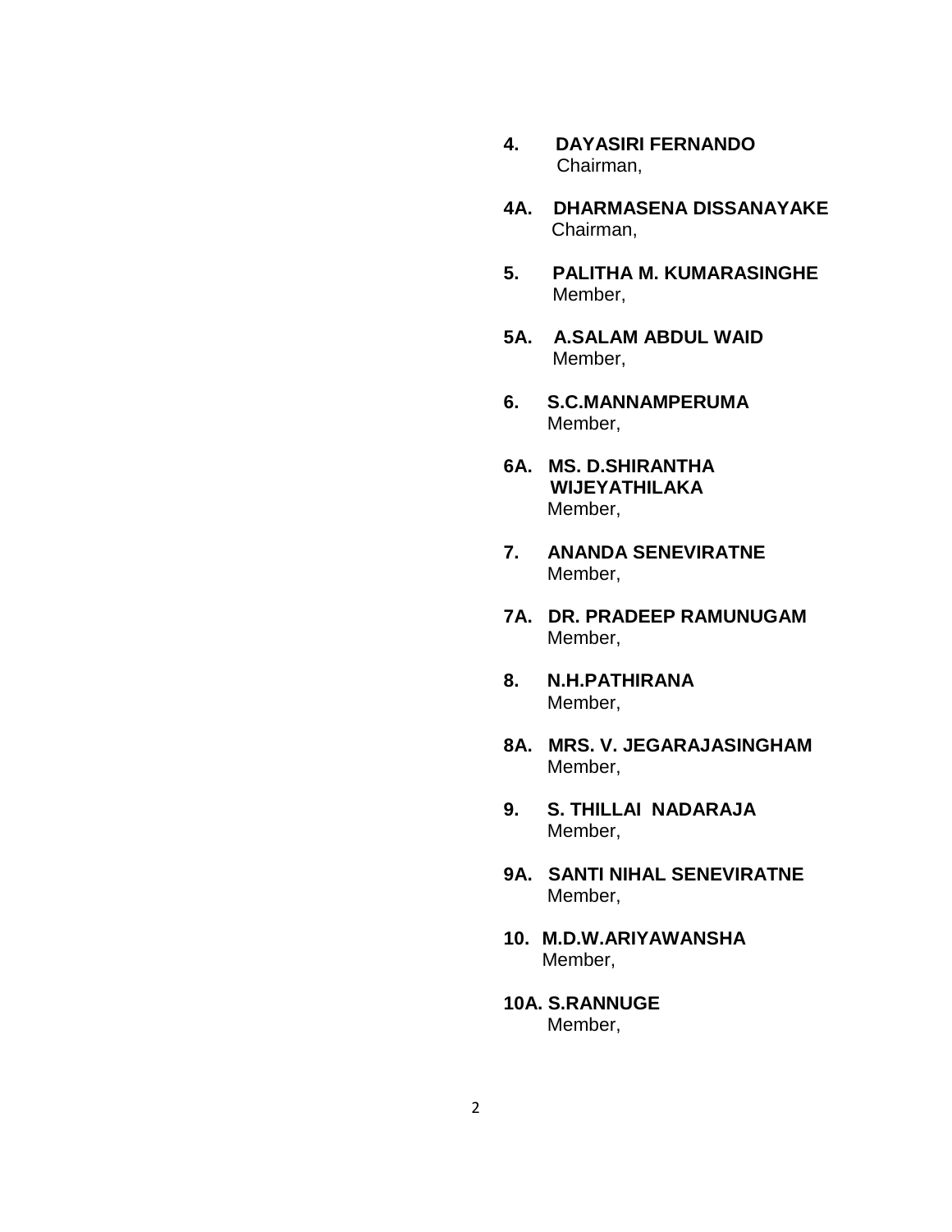**4. DAYASIRI FERNANDO**
Chairman,

**4A. DHARMASENA DISSANAYAKE**
Chairman,

**5. PALITHA M. KUMARASINGHE**
Member,

**5A. A.SALAM ABDUL WAID**
Member,

**6. S.C.MANNAMPERUMA**
Member,

**6A. MS. D.SHIRANTHA WIJEYATHILAKA**
Member,

**7. ANANDA SENEVIRATNE**
Member,

**7A. DR. PRADEEP RAMUNUGAM**
Member,

**8. N.H.PATHIRANA**
Member,

**8A. MRS. V. JEGARAJASINGHAM**
Member,

**9. S. THILLAI NADARAJA**
Member,

**9A. SANTI NIHAL SENEVIRATNE**
Member,

**10. M.D.W.ARIYAWANSHA**
Member,

**10A. S.RANNUGE**
Member,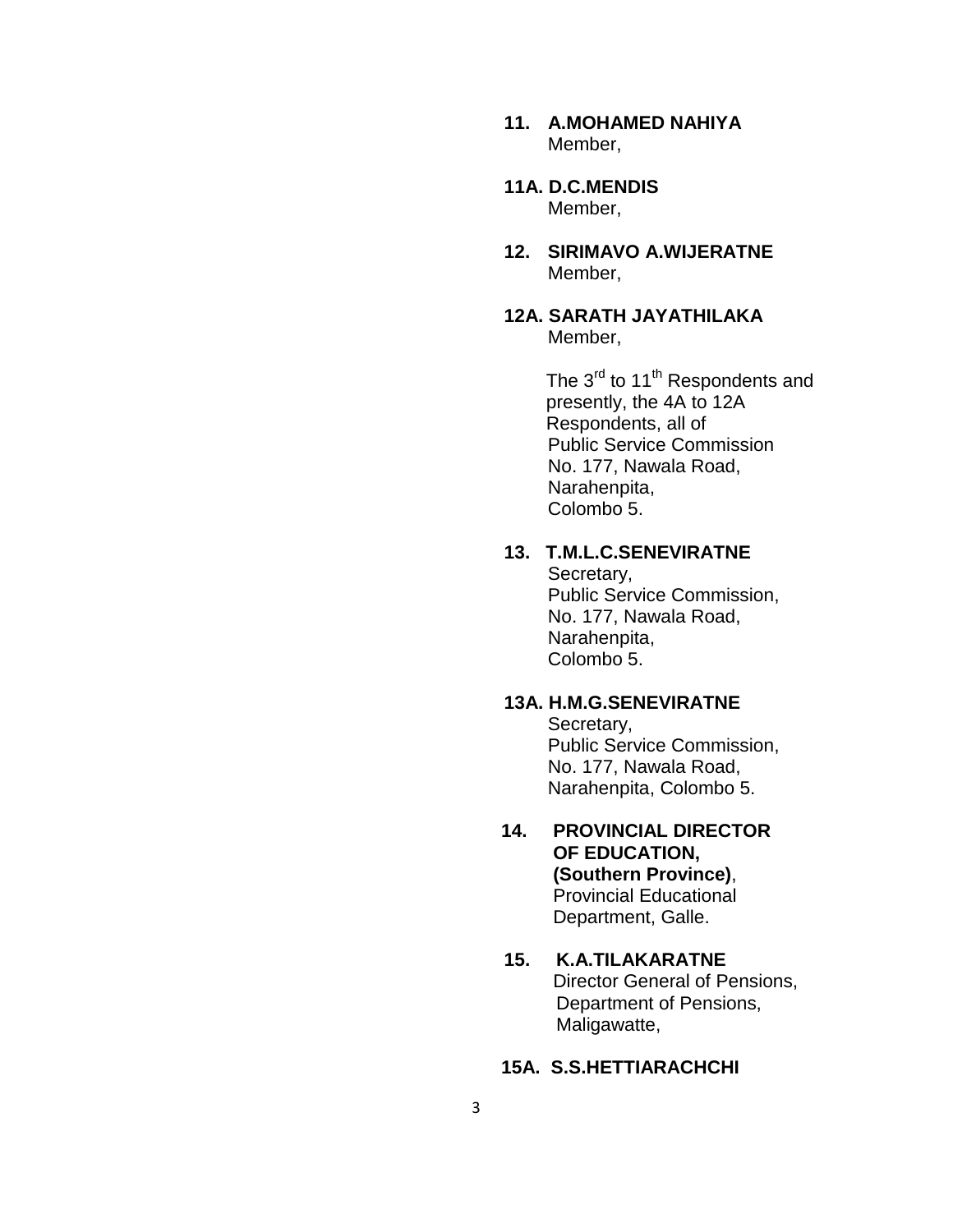**11. A.MOHAMED NAHIYA**
Member,

**11A. D.C.MENDIS**
Member,

**12. SIRIMAVO A.WIJERATNE**
Member,

**12A. SARATH JAYATHILAKA**
Member,

The 3rd to 11th Respondents and presently, the 4A to 12A Respondents, all of
Public Service Commission
No. 177, Nawala Road,
Narahenpita,
Colombo 5.

**13. T.M.L.C.SENEVIRATNE**
Secretary,
Public Service Commission,
No. 177, Nawala Road,
Narahenpita,
Colombo 5.

**13A. H.M.G.SENEVIRATNE**
Secretary,
Public Service Commission,
No. 177, Nawala Road,
Narahenpita, Colombo 5.

**14. PROVINCIAL DIRECTOR OF EDUCATION, (Southern Province)**,
Provincial Educational
Department, Galle.

**15. K.A.TILAKARATNE**
Director General of Pensions,
Department of Pensions,
Maligawatte,

**15A. S.S.HETTIARACHCHI**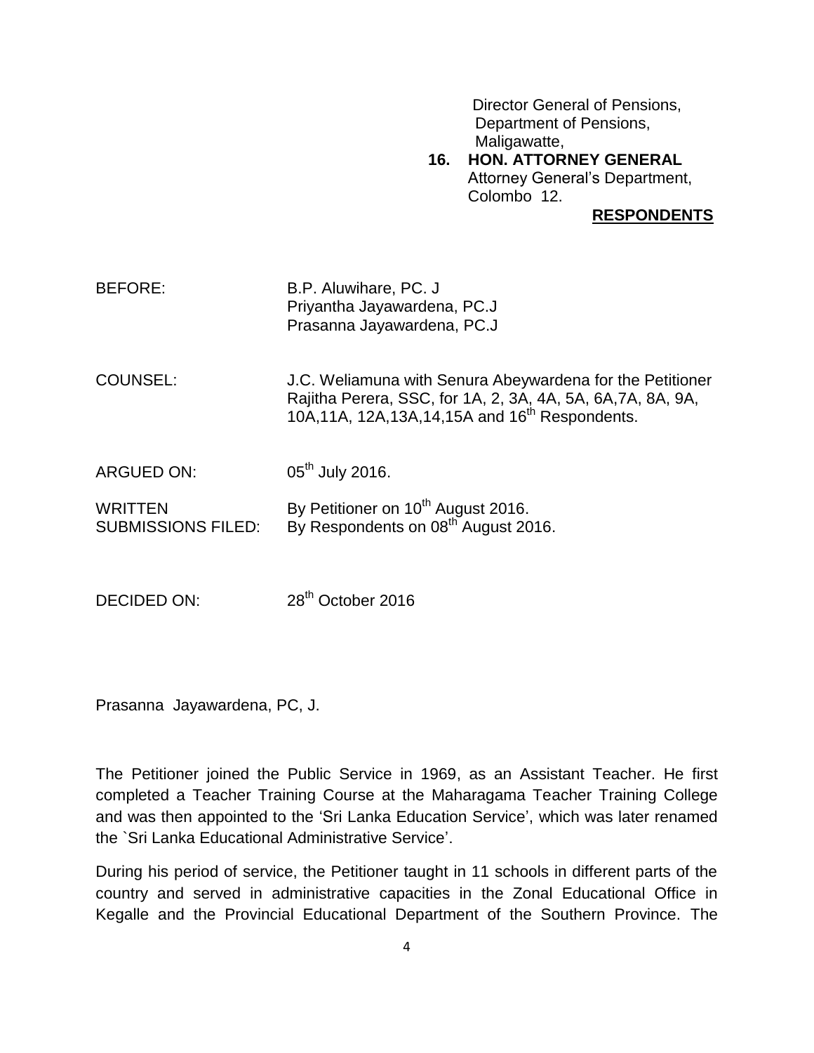Director General of Pensions,
Department of Pensions,
Maligawatte,

16. **HON. ATTORNEY GENERAL**
Attorney General's Department,
Colombo 12.

**RESPONDENTS**

BEFORE: B.P. Aluwihare, PC. J
Priyantha Jayawardena, PC.J
Prasanna Jayawardena, PC.J

COUNSEL: J.C. Weliamuna with Senura Abeywardena for the Petitioner
Rajitha Perera, SSC, for 1A, 2, 3A, 4A, 5A, 6A,7A, 8A, 9A, 10A,11A, 12A,13A,14,15A and 16th Respondents.

ARGUED ON: 05th July 2016.

WRITTEN SUBMISSIONS FILED: By Petitioner on 10th August 2016.
By Respondents on 08th August 2016.

DECIDED ON: 28th October 2016

Prasanna Jayawardena, PC, J.

The Petitioner joined the Public Service in 1969, as an Assistant Teacher. He first completed a Teacher Training Course at the Maharagama Teacher Training College and was then appointed to the 'Sri Lanka Education Service', which was later renamed the `Sri Lanka Educational Administrative Service'.

During his period of service, the Petitioner taught in 11 schools in different parts of the country and served in administrative capacities in the Zonal Educational Office in Kegalle and the Provincial Educational Department of the Southern Province. The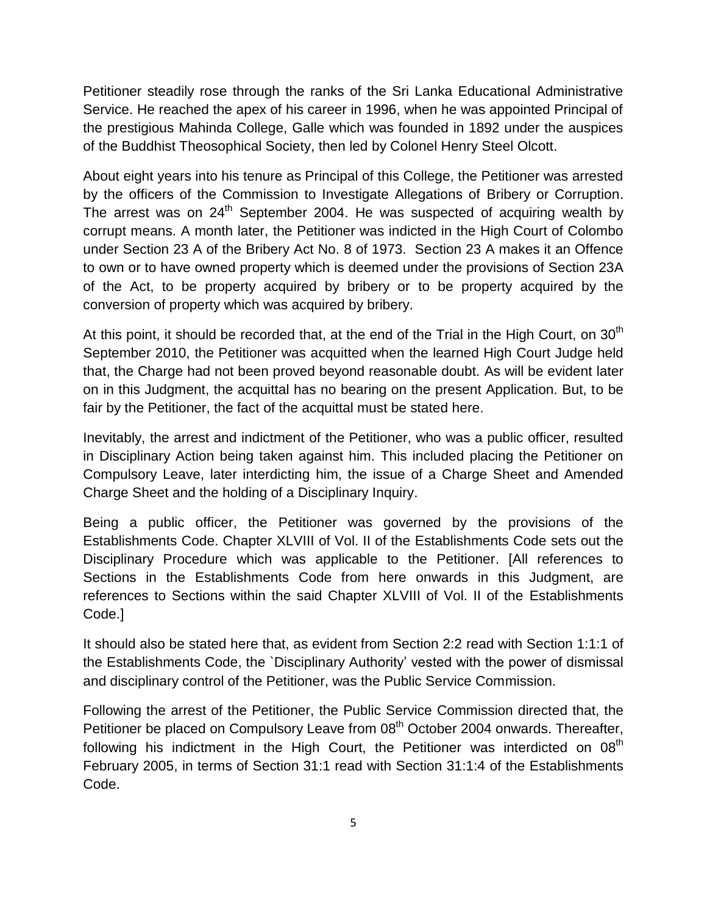Petitioner steadily rose through the ranks of the Sri Lanka Educational Administrative Service. He reached the apex of his career in 1996, when he was appointed Principal of the prestigious Mahinda College, Galle which was founded in 1892 under the auspices of the Buddhist Theosophical Society, then led by Colonel Henry Steel Olcott.

About eight years into his tenure as Principal of this College, the Petitioner was arrested by the officers of the Commission to Investigate Allegations of Bribery or Corruption. The arrest was on 24th September 2004. He was suspected of acquiring wealth by corrupt means. A month later, the Petitioner was indicted in the High Court of Colombo under Section 23 A of the Bribery Act No. 8 of 1973. Section 23 A makes it an Offence to own or to have owned property which is deemed under the provisions of Section 23A of the Act, to be property acquired by bribery or to be property acquired by the conversion of property which was acquired by bribery.

At this point, it should be recorded that, at the end of the Trial in the High Court, on 30th September 2010, the Petitioner was acquitted when the learned High Court Judge held that, the Charge had not been proved beyond reasonable doubt. As will be evident later on in this Judgment, the acquittal has no bearing on the present Application. But, to be fair by the Petitioner, the fact of the acquittal must be stated here.

Inevitably, the arrest and indictment of the Petitioner, who was a public officer, resulted in Disciplinary Action being taken against him. This included placing the Petitioner on Compulsory Leave, later interdicting him, the issue of a Charge Sheet and Amended Charge Sheet and the holding of a Disciplinary Inquiry.

Being a public officer, the Petitioner was governed by the provisions of the Establishments Code. Chapter XLVIII of Vol. II of the Establishments Code sets out the Disciplinary Procedure which was applicable to the Petitioner. [All references to Sections in the Establishments Code from here onwards in this Judgment, are references to Sections within the said Chapter XLVIII of Vol. II of the Establishments Code.]

It should also be stated here that, as evident from Section 2:2 read with Section 1:1:1 of the Establishments Code, the `Disciplinary Authority' vested with the power of dismissal and disciplinary control of the Petitioner, was the Public Service Commission.

Following the arrest of the Petitioner, the Public Service Commission directed that, the Petitioner be placed on Compulsory Leave from 08th October 2004 onwards. Thereafter, following his indictment in the High Court, the Petitioner was interdicted on 08th February 2005, in terms of Section 31:1 read with Section 31:1:4 of the Establishments Code.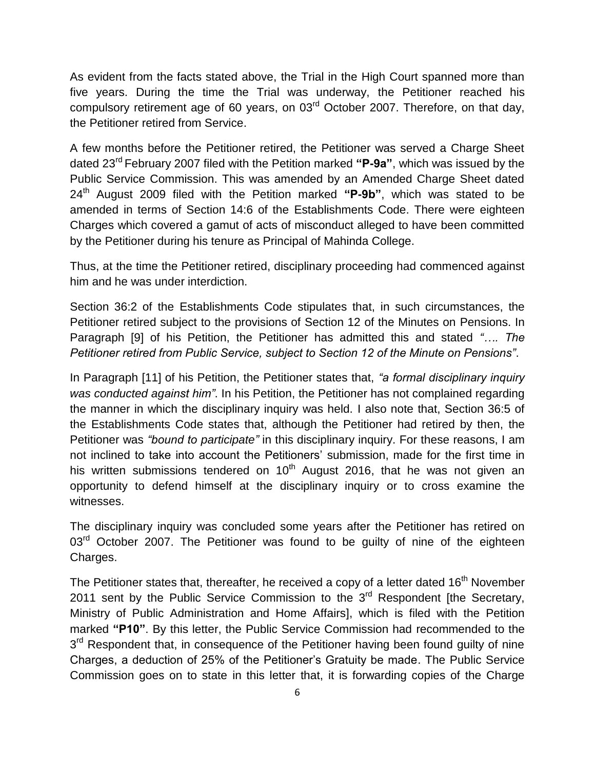As evident from the facts stated above, the Trial in the High Court spanned more than five years. During the time the Trial was underway, the Petitioner reached his compulsory retirement age of 60 years, on 03rd October 2007. Therefore, on that day, the Petitioner retired from Service.

A few months before the Petitioner retired, the Petitioner was served a Charge Sheet dated 23rd February 2007 filed with the Petition marked **"P-9a"**, which was issued by the Public Service Commission. This was amended by an Amended Charge Sheet dated 24th August 2009 filed with the Petition marked **"P-9b"**, which was stated to be amended in terms of Section 14:6 of the Establishments Code. There were eighteen Charges which covered a gamut of acts of misconduct alleged to have been committed by the Petitioner during his tenure as Principal of Mahinda College.

Thus, at the time the Petitioner retired, disciplinary proceeding had commenced against him and he was under interdiction.

Section 36:2 of the Establishments Code stipulates that, in such circumstances, the Petitioner retired subject to the provisions of Section 12 of the Minutes on Pensions. In Paragraph [9] of his Petition, the Petitioner has admitted this and stated *"…. The Petitioner retired from Public Service, subject to Section 12 of the Minute on Pensions"*.

In Paragraph [11] of his Petition, the Petitioner states that, *"a formal disciplinary inquiry was conducted against him"*. In his Petition, the Petitioner has not complained regarding the manner in which the disciplinary inquiry was held. I also note that, Section 36:5 of the Establishments Code states that, although the Petitioner had retired by then, the Petitioner was *"bound to participate"* in this disciplinary inquiry. For these reasons, I am not inclined to take into account the Petitioners' submission, made for the first time in his written submissions tendered on 10th August 2016, that he was not given an opportunity to defend himself at the disciplinary inquiry or to cross examine the witnesses.

The disciplinary inquiry was concluded some years after the Petitioner has retired on 03rd October 2007. The Petitioner was found to be guilty of nine of the eighteen Charges.

The Petitioner states that, thereafter, he received a copy of a letter dated 16th November 2011 sent by the Public Service Commission to the 3rd Respondent [the Secretary, Ministry of Public Administration and Home Affairs], which is filed with the Petition marked **"P10"**. By this letter, the Public Service Commission had recommended to the 3rd Respondent that, in consequence of the Petitioner having been found guilty of nine Charges, a deduction of 25% of the Petitioner's Gratuity be made. The Public Service Commission goes on to state in this letter that, it is forwarding copies of the Charge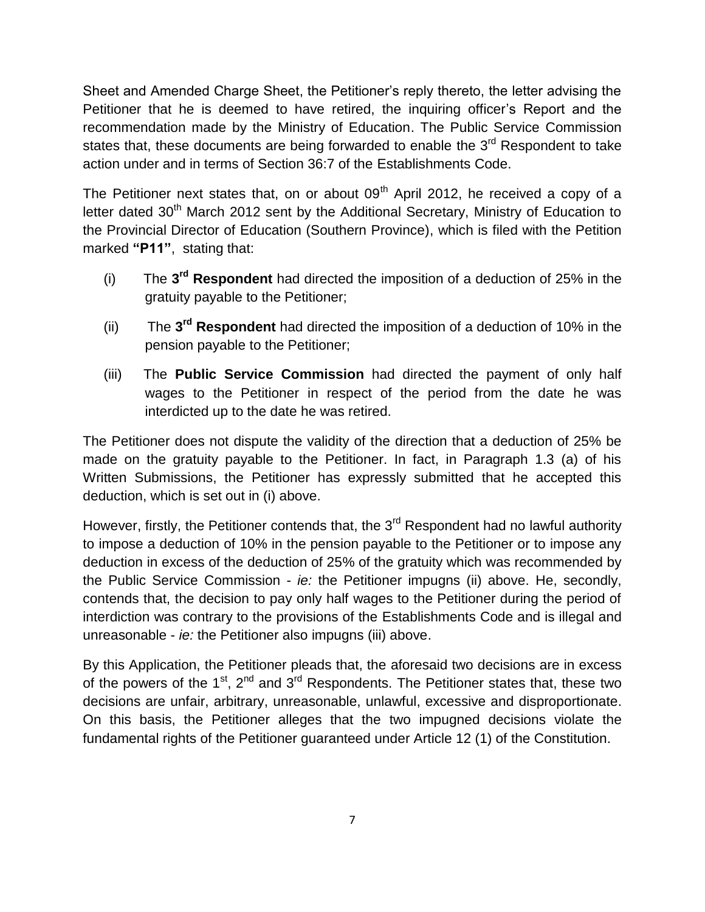Sheet and Amended Charge Sheet, the Petitioner's reply thereto, the letter advising the Petitioner that he is deemed to have retired, the inquiring officer's Report and the recommendation made by the Ministry of Education. The Public Service Commission states that, these documents are being forwarded to enable the 3rd Respondent to take action under and in terms of Section 36:7 of the Establishments Code.

The Petitioner next states that, on or about 09th April 2012, he received a copy of a letter dated 30th March 2012 sent by the Additional Secretary, Ministry of Education to the Provincial Director of Education (Southern Province), which is filed with the Petition marked **"P11"**, stating that:

(i) The **3rd Respondent** had directed the imposition of a deduction of 25% in the gratuity payable to the Petitioner;

(ii) The **3rd Respondent** had directed the imposition of a deduction of 10% in the pension payable to the Petitioner;

(iii) The **Public Service Commission** had directed the payment of only half wages to the Petitioner in respect of the period from the date he was interdicted up to the date he was retired.

The Petitioner does not dispute the validity of the direction that a deduction of 25% be made on the gratuity payable to the Petitioner. In fact, in Paragraph 1.3 (a) of his Written Submissions, the Petitioner has expressly submitted that he accepted this deduction, which is set out in (i) above.

However, firstly, the Petitioner contends that, the 3rd Respondent had no lawful authority to impose a deduction of 10% in the pension payable to the Petitioner or to impose any deduction in excess of the deduction of 25% of the gratuity which was recommended by the Public Service Commission - *ie:* the Petitioner impugns (ii) above. He, secondly, contends that, the decision to pay only half wages to the Petitioner during the period of interdiction was contrary to the provisions of the Establishments Code and is illegal and unreasonable - *ie:* the Petitioner also impugns (iii) above.

By this Application, the Petitioner pleads that, the aforesaid two decisions are in excess of the powers of the 1st, 2nd and 3rd Respondents. The Petitioner states that, these two decisions are unfair, arbitrary, unreasonable, unlawful, excessive and disproportionate. On this basis, the Petitioner alleges that the two impugned decisions violate the fundamental rights of the Petitioner guaranteed under Article 12 (1) of the Constitution.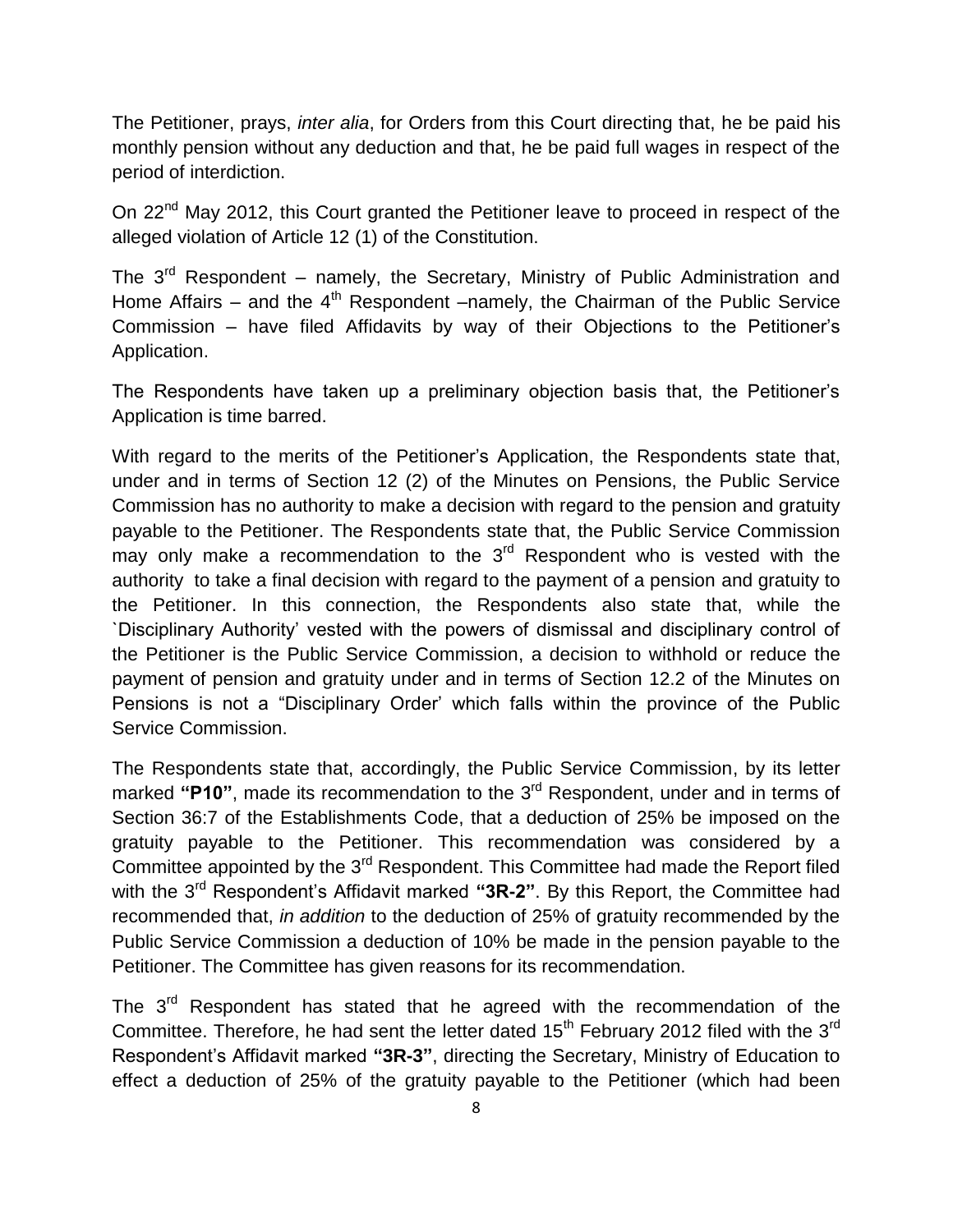The Petitioner, prays, *inter alia*, for Orders from this Court directing that, he be paid his monthly pension without any deduction and that, he be paid full wages in respect of the period of interdiction.

On 22nd May 2012, this Court granted the Petitioner leave to proceed in respect of the alleged violation of Article 12 (1) of the Constitution.

The 3rd Respondent – namely, the Secretary, Ministry of Public Administration and Home Affairs – and the 4th Respondent –namely, the Chairman of the Public Service Commission – have filed Affidavits by way of their Objections to the Petitioner's Application.

The Respondents have taken up a preliminary objection basis that, the Petitioner's Application is time barred.

With regard to the merits of the Petitioner's Application, the Respondents state that, under and in terms of Section 12 (2) of the Minutes on Pensions, the Public Service Commission has no authority to make a decision with regard to the pension and gratuity payable to the Petitioner. The Respondents state that, the Public Service Commission may only make a recommendation to the 3rd Respondent who is vested with the authority to take a final decision with regard to the payment of a pension and gratuity to the Petitioner. In this connection, the Respondents also state that, while the `Disciplinary Authority' vested with the powers of dismissal and disciplinary control of the Petitioner is the Public Service Commission, a decision to withhold or reduce the payment of pension and gratuity under and in terms of Section 12.2 of the Minutes on Pensions is not a "Disciplinary Order' which falls within the province of the Public Service Commission.

The Respondents state that, accordingly, the Public Service Commission, by its letter marked **"P10"**, made its recommendation to the 3rd Respondent, under and in terms of Section 36:7 of the Establishments Code, that a deduction of 25% be imposed on the gratuity payable to the Petitioner. This recommendation was considered by a Committee appointed by the 3rd Respondent. This Committee had made the Report filed with the 3rd Respondent's Affidavit marked **"3R-2"**. By this Report, the Committee had recommended that, *in addition* to the deduction of 25% of gratuity recommended by the Public Service Commission a deduction of 10% be made in the pension payable to the Petitioner. The Committee has given reasons for its recommendation.

The 3rd Respondent has stated that he agreed with the recommendation of the Committee. Therefore, he had sent the letter dated 15th February 2012 filed with the 3rd Respondent's Affidavit marked **"3R-3"**, directing the Secretary, Ministry of Education to effect a deduction of 25% of the gratuity payable to the Petitioner (which had been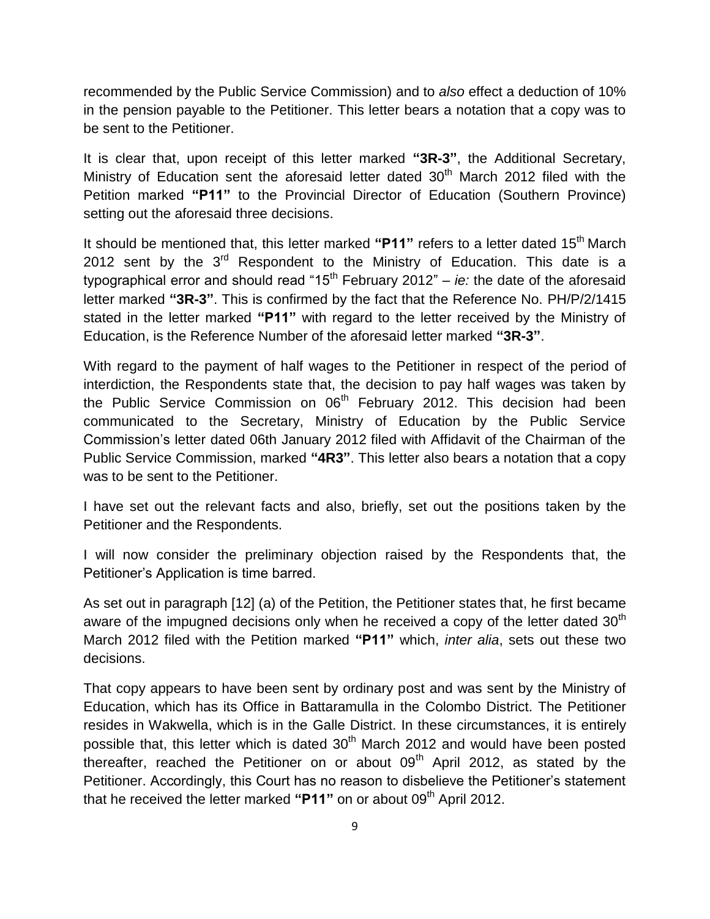recommended by the Public Service Commission) and to *also* effect a deduction of 10% in the pension payable to the Petitioner. This letter bears a notation that a copy was to be sent to the Petitioner.

It is clear that, upon receipt of this letter marked **"3R-3"**, the Additional Secretary, Ministry of Education sent the aforesaid letter dated 30th March 2012 filed with the Petition marked **"P11"** to the Provincial Director of Education (Southern Province) setting out the aforesaid three decisions.

It should be mentioned that, this letter marked **"P11"** refers to a letter dated 15th March 2012 sent by the 3rd Respondent to the Ministry of Education. This date is a typographical error and should read "15th February 2012" – *ie:* the date of the aforesaid letter marked **"3R-3"**. This is confirmed by the fact that the Reference No. PH/P/2/1415 stated in the letter marked **"P11"** with regard to the letter received by the Ministry of Education, is the Reference Number of the aforesaid letter marked **"3R-3"**.

With regard to the payment of half wages to the Petitioner in respect of the period of interdiction, the Respondents state that, the decision to pay half wages was taken by the Public Service Commission on 06th February 2012. This decision had been communicated to the Secretary, Ministry of Education by the Public Service Commission's letter dated 06th January 2012 filed with Affidavit of the Chairman of the Public Service Commission, marked **"4R3"**. This letter also bears a notation that a copy was to be sent to the Petitioner.

I have set out the relevant facts and also, briefly, set out the positions taken by the Petitioner and the Respondents.

I will now consider the preliminary objection raised by the Respondents that, the Petitioner's Application is time barred.

As set out in paragraph [12] (a) of the Petition, the Petitioner states that, he first became aware of the impugned decisions only when he received a copy of the letter dated 30th March 2012 filed with the Petition marked **"P11"** which, *inter alia*, sets out these two decisions.

That copy appears to have been sent by ordinary post and was sent by the Ministry of Education, which has its Office in Battaramulla in the Colombo District. The Petitioner resides in Wakwella, which is in the Galle District. In these circumstances, it is entirely possible that, this letter which is dated 30th March 2012 and would have been posted thereafter, reached the Petitioner on or about 09th April 2012, as stated by the Petitioner. Accordingly, this Court has no reason to disbelieve the Petitioner's statement that he received the letter marked **"P11"** on or about 09th April 2012.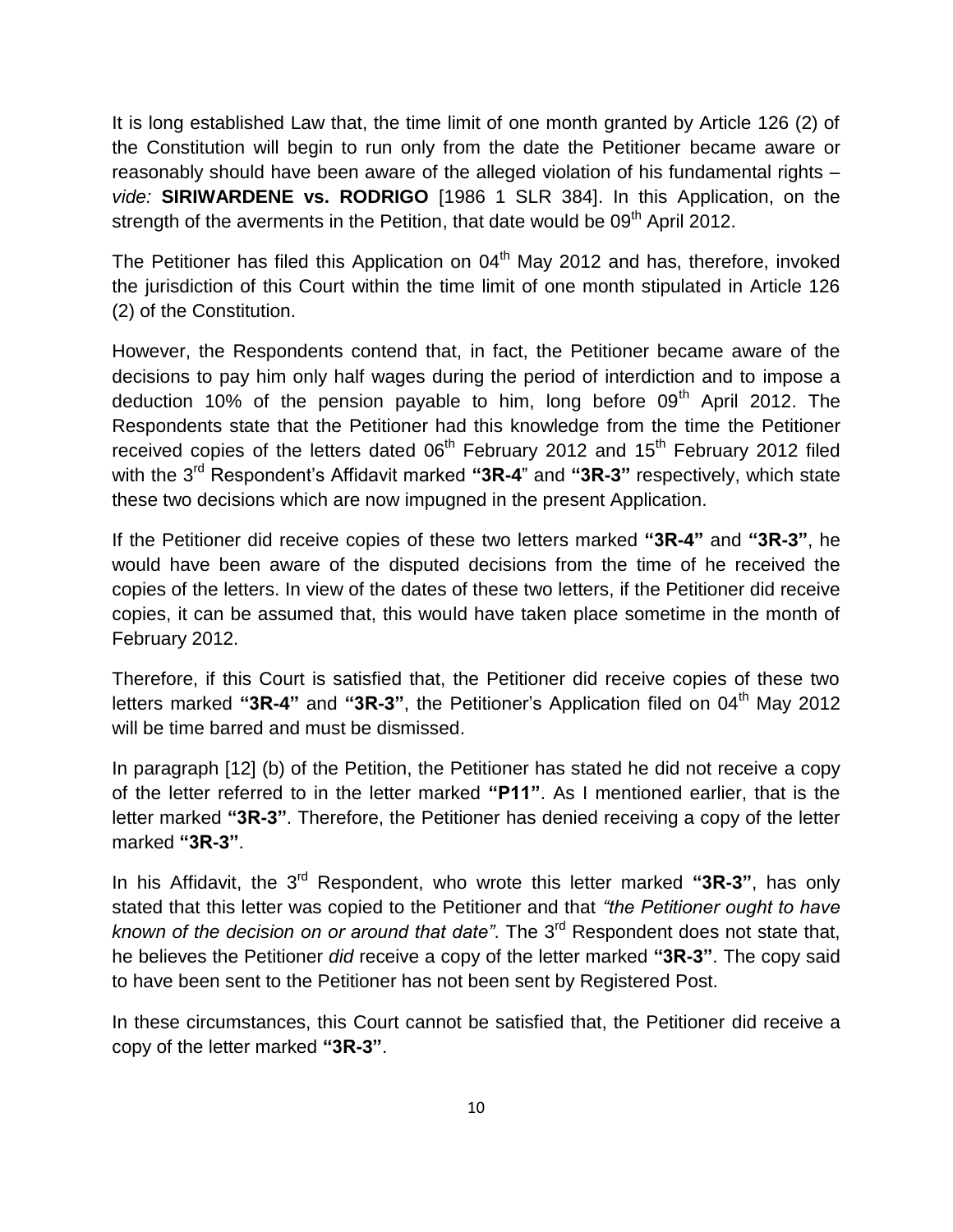It is long established Law that, the time limit of one month granted by Article 126 (2) of the Constitution will begin to run only from the date the Petitioner became aware or reasonably should have been aware of the alleged violation of his fundamental rights – *vide:* **SIRIWARDENE vs. RODRIGO** [1986 1 SLR 384]. In this Application, on the strength of the averments in the Petition, that date would be 09th April 2012.

The Petitioner has filed this Application on 04th May 2012 and has, therefore, invoked the jurisdiction of this Court within the time limit of one month stipulated in Article 126 (2) of the Constitution.

However, the Respondents contend that, in fact, the Petitioner became aware of the decisions to pay him only half wages during the period of interdiction and to impose a deduction 10% of the pension payable to him, long before 09th April 2012. The Respondents state that the Petitioner had this knowledge from the time the Petitioner received copies of the letters dated 06th February 2012 and 15th February 2012 filed with the 3rd Respondent's Affidavit marked **"3R-4"** and **"3R-3"** respectively, which state these two decisions which are now impugned in the present Application.

If the Petitioner did receive copies of these two letters marked **"3R-4"** and **"3R-3"**, he would have been aware of the disputed decisions from the time of he received the copies of the letters. In view of the dates of these two letters, if the Petitioner did receive copies, it can be assumed that, this would have taken place sometime in the month of February 2012.

Therefore, if this Court is satisfied that, the Petitioner did receive copies of these two letters marked **"3R-4"** and **"3R-3"**, the Petitioner's Application filed on 04th May 2012 will be time barred and must be dismissed.

In paragraph [12] (b) of the Petition, the Petitioner has stated he did not receive a copy of the letter referred to in the letter marked **"P11"**. As I mentioned earlier, that is the letter marked **"3R-3"**. Therefore, the Petitioner has denied receiving a copy of the letter marked **"3R-3"**.

In his Affidavit, the 3rd Respondent, who wrote this letter marked **"3R-3"**, has only stated that this letter was copied to the Petitioner and that *"the Petitioner ought to have known of the decision on or around that date"*. The 3rd Respondent does not state that, he believes the Petitioner *did* receive a copy of the letter marked **"3R-3"**. The copy said to have been sent to the Petitioner has not been sent by Registered Post.

In these circumstances, this Court cannot be satisfied that, the Petitioner did receive a copy of the letter marked **"3R-3"**.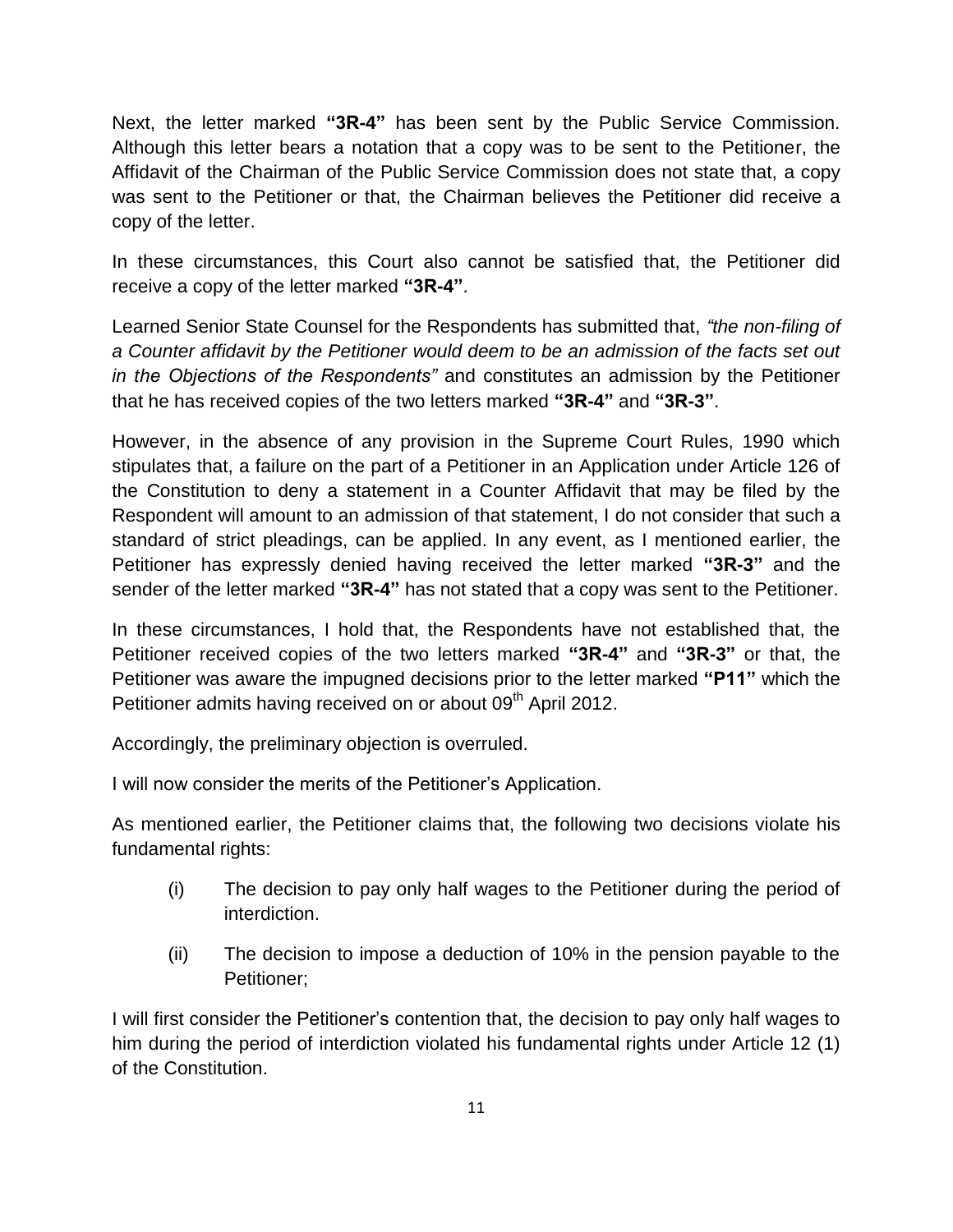Next, the letter marked **"3R-4"** has been sent by the Public Service Commission. Although this letter bears a notation that a copy was to be sent to the Petitioner, the Affidavit of the Chairman of the Public Service Commission does not state that, a copy was sent to the Petitioner or that, the Chairman believes the Petitioner did receive a copy of the letter.

In these circumstances, this Court also cannot be satisfied that, the Petitioner did receive a copy of the letter marked **"3R-4"**.

Learned Senior State Counsel for the Respondents has submitted that, *"the non-filing of a Counter affidavit by the Petitioner would deem to be an admission of the facts set out in the Objections of the Respondents"* and constitutes an admission by the Petitioner that he has received copies of the two letters marked **"3R-4"** and **"3R-3"**.

However, in the absence of any provision in the Supreme Court Rules, 1990 which stipulates that, a failure on the part of a Petitioner in an Application under Article 126 of the Constitution to deny a statement in a Counter Affidavit that may be filed by the Respondent will amount to an admission of that statement, I do not consider that such a standard of strict pleadings, can be applied. In any event, as I mentioned earlier, the Petitioner has expressly denied having received the letter marked **"3R-3"** and the sender of the letter marked **"3R-4"** has not stated that a copy was sent to the Petitioner.

In these circumstances, I hold that, the Respondents have not established that, the Petitioner received copies of the two letters marked **"3R-4"** and **"3R-3"** or that, the Petitioner was aware the impugned decisions prior to the letter marked **"P11"** which the Petitioner admits having received on or about 09th April 2012.

Accordingly, the preliminary objection is overruled.

I will now consider the merits of the Petitioner's Application.

As mentioned earlier, the Petitioner claims that, the following two decisions violate his fundamental rights:

(i) The decision to pay only half wages to the Petitioner during the period of interdiction.

(ii) The decision to impose a deduction of 10% in the pension payable to the Petitioner;

I will first consider the Petitioner's contention that, the decision to pay only half wages to him during the period of interdiction violated his fundamental rights under Article 12 (1) of the Constitution.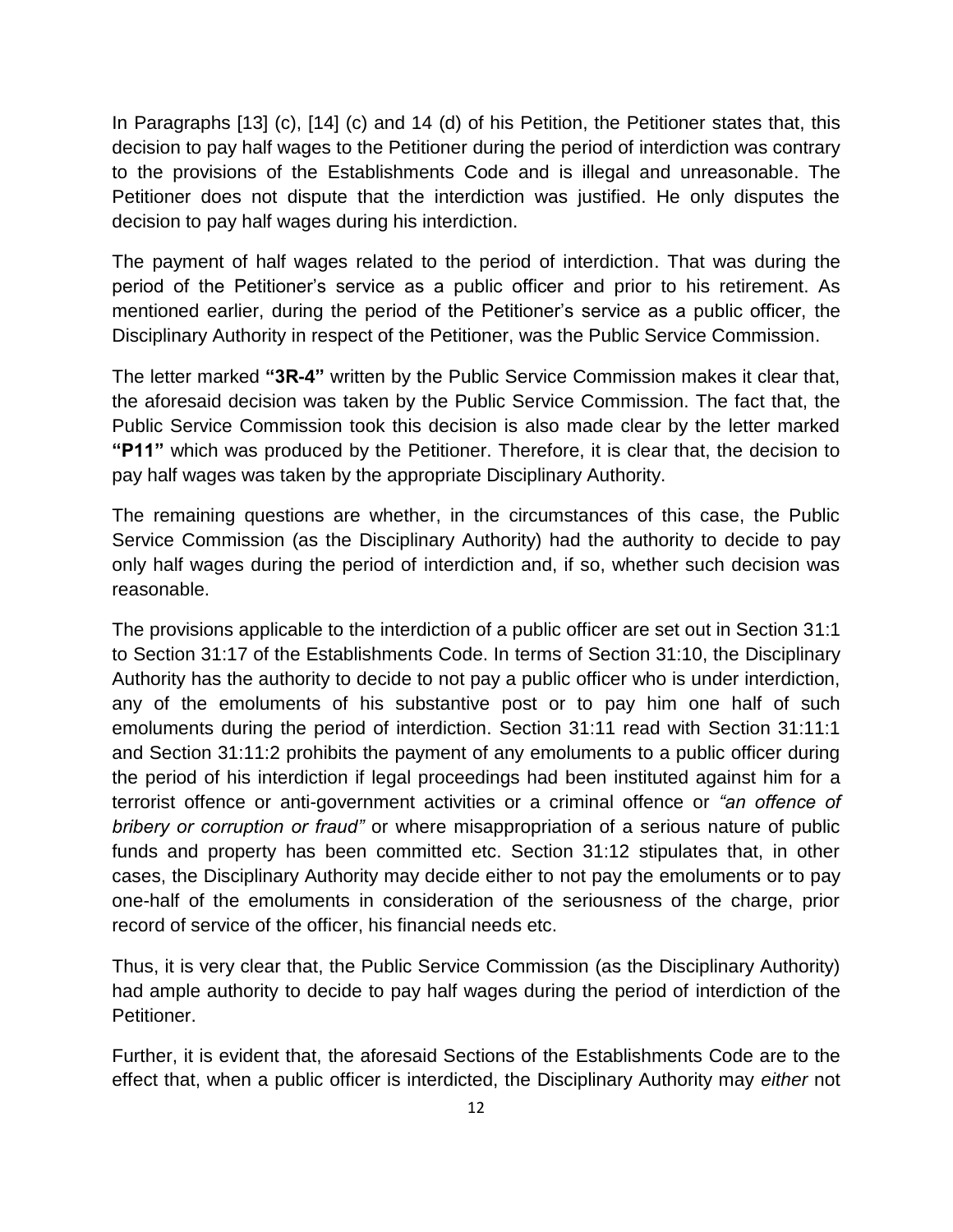In Paragraphs [13] (c), [14] (c) and 14 (d) of his Petition, the Petitioner states that, this decision to pay half wages to the Petitioner during the period of interdiction was contrary to the provisions of the Establishments Code and is illegal and unreasonable. The Petitioner does not dispute that the interdiction was justified. He only disputes the decision to pay half wages during his interdiction.

The payment of half wages related to the period of interdiction. That was during the period of the Petitioner's service as a public officer and prior to his retirement. As mentioned earlier, during the period of the Petitioner's service as a public officer, the Disciplinary Authority in respect of the Petitioner, was the Public Service Commission.

The letter marked **"3R-4"** written by the Public Service Commission makes it clear that, the aforesaid decision was taken by the Public Service Commission. The fact that, the Public Service Commission took this decision is also made clear by the letter marked **"P11"** which was produced by the Petitioner. Therefore, it is clear that, the decision to pay half wages was taken by the appropriate Disciplinary Authority.

The remaining questions are whether, in the circumstances of this case, the Public Service Commission (as the Disciplinary Authority) had the authority to decide to pay only half wages during the period of interdiction and, if so, whether such decision was reasonable.

The provisions applicable to the interdiction of a public officer are set out in Section 31:1 to Section 31:17 of the Establishments Code. In terms of Section 31:10, the Disciplinary Authority has the authority to decide to not pay a public officer who is under interdiction, any of the emoluments of his substantive post or to pay him one half of such emoluments during the period of interdiction. Section 31:11 read with Section 31:11:1 and Section 31:11:2 prohibits the payment of any emoluments to a public officer during the period of his interdiction if legal proceedings had been instituted against him for a terrorist offence or anti-government activities or a criminal offence or *"an offence of bribery or corruption or fraud"* or where misappropriation of a serious nature of public funds and property has been committed etc. Section 31:12 stipulates that, in other cases, the Disciplinary Authority may decide either to not pay the emoluments or to pay one-half of the emoluments in consideration of the seriousness of the charge, prior record of service of the officer, his financial needs etc.

Thus, it is very clear that, the Public Service Commission (as the Disciplinary Authority) had ample authority to decide to pay half wages during the period of interdiction of the Petitioner.

Further, it is evident that, the aforesaid Sections of the Establishments Code are to the effect that, when a public officer is interdicted, the Disciplinary Authority may *either* not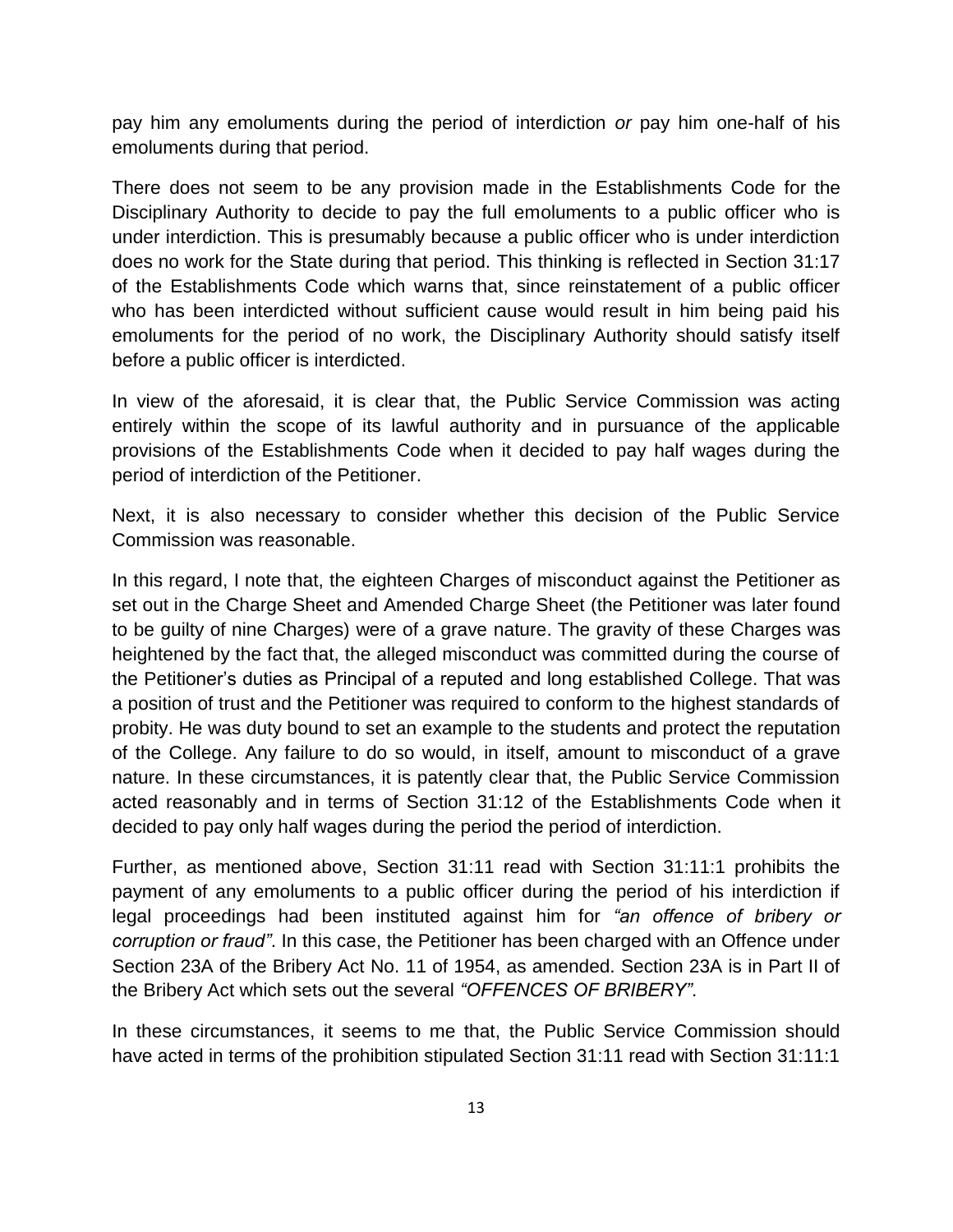pay him any emoluments during the period of interdiction *or* pay him one-half of his emoluments during that period.

There does not seem to be any provision made in the Establishments Code for the Disciplinary Authority to decide to pay the full emoluments to a public officer who is under interdiction. This is presumably because a public officer who is under interdiction does no work for the State during that period. This thinking is reflected in Section 31:17 of the Establishments Code which warns that, since reinstatement of a public officer who has been interdicted without sufficient cause would result in him being paid his emoluments for the period of no work, the Disciplinary Authority should satisfy itself before a public officer is interdicted.

In view of the aforesaid, it is clear that, the Public Service Commission was acting entirely within the scope of its lawful authority and in pursuance of the applicable provisions of the Establishments Code when it decided to pay half wages during the period of interdiction of the Petitioner.

Next, it is also necessary to consider whether this decision of the Public Service Commission was reasonable.

In this regard, I note that, the eighteen Charges of misconduct against the Petitioner as set out in the Charge Sheet and Amended Charge Sheet (the Petitioner was later found to be guilty of nine Charges) were of a grave nature. The gravity of these Charges was heightened by the fact that, the alleged misconduct was committed during the course of the Petitioner's duties as Principal of a reputed and long established College. That was a position of trust and the Petitioner was required to conform to the highest standards of probity. He was duty bound to set an example to the students and protect the reputation of the College. Any failure to do so would, in itself, amount to misconduct of a grave nature. In these circumstances, it is patently clear that, the Public Service Commission acted reasonably and in terms of Section 31:12 of the Establishments Code when it decided to pay only half wages during the period the period of interdiction.

Further, as mentioned above, Section 31:11 read with Section 31:11:1 prohibits the payment of any emoluments to a public officer during the period of his interdiction if legal proceedings had been instituted against him for *"an offence of bribery or corruption or fraud"*. In this case, the Petitioner has been charged with an Offence under Section 23A of the Bribery Act No. 11 of 1954, as amended. Section 23A is in Part II of the Bribery Act which sets out the several *"OFFENCES OF BRIBERY"*.

In these circumstances, it seems to me that, the Public Service Commission should have acted in terms of the prohibition stipulated Section 31:11 read with Section 31:11:1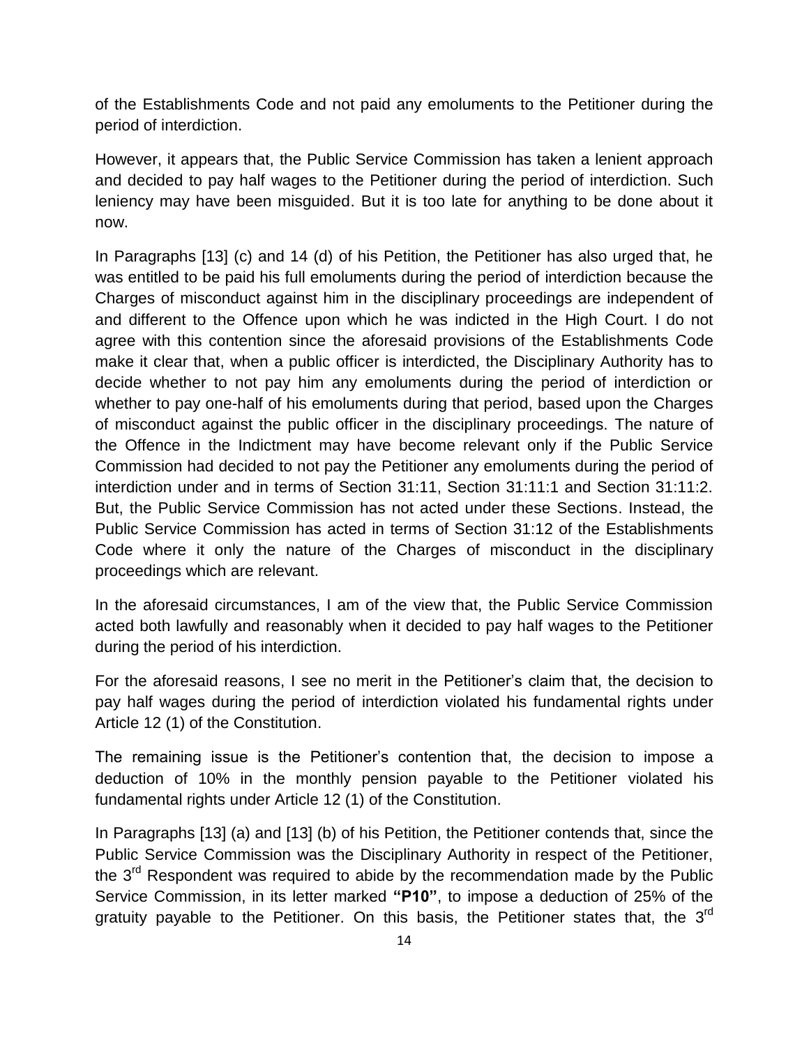of the Establishments Code and not paid any emoluments to the Petitioner during the period of interdiction.

However, it appears that, the Public Service Commission has taken a lenient approach and decided to pay half wages to the Petitioner during the period of interdiction. Such leniency may have been misguided. But it is too late for anything to be done about it now.

In Paragraphs [13] (c) and 14 (d) of his Petition, the Petitioner has also urged that, he was entitled to be paid his full emoluments during the period of interdiction because the Charges of misconduct against him in the disciplinary proceedings are independent of and different to the Offence upon which he was indicted in the High Court. I do not agree with this contention since the aforesaid provisions of the Establishments Code make it clear that, when a public officer is interdicted, the Disciplinary Authority has to decide whether to not pay him any emoluments during the period of interdiction or whether to pay one-half of his emoluments during that period, based upon the Charges of misconduct against the public officer in the disciplinary proceedings. The nature of the Offence in the Indictment may have become relevant only if the Public Service Commission had decided to not pay the Petitioner any emoluments during the period of interdiction under and in terms of Section 31:11, Section 31:11:1 and Section 31:11:2. But, the Public Service Commission has not acted under these Sections. Instead, the Public Service Commission has acted in terms of Section 31:12 of the Establishments Code where it only the nature of the Charges of misconduct in the disciplinary proceedings which are relevant.

In the aforesaid circumstances, I am of the view that, the Public Service Commission acted both lawfully and reasonably when it decided to pay half wages to the Petitioner during the period of his interdiction.

For the aforesaid reasons, I see no merit in the Petitioner's claim that, the decision to pay half wages during the period of interdiction violated his fundamental rights under Article 12 (1) of the Constitution.

The remaining issue is the Petitioner's contention that, the decision to impose a deduction of 10% in the monthly pension payable to the Petitioner violated his fundamental rights under Article 12 (1) of the Constitution.

In Paragraphs [13] (a) and [13] (b) of his Petition, the Petitioner contends that, since the Public Service Commission was the Disciplinary Authority in respect of the Petitioner, the 3rd Respondent was required to abide by the recommendation made by the Public Service Commission, in its letter marked **"P10"**, to impose a deduction of 25% of the gratuity payable to the Petitioner. On this basis, the Petitioner states that, the 3rd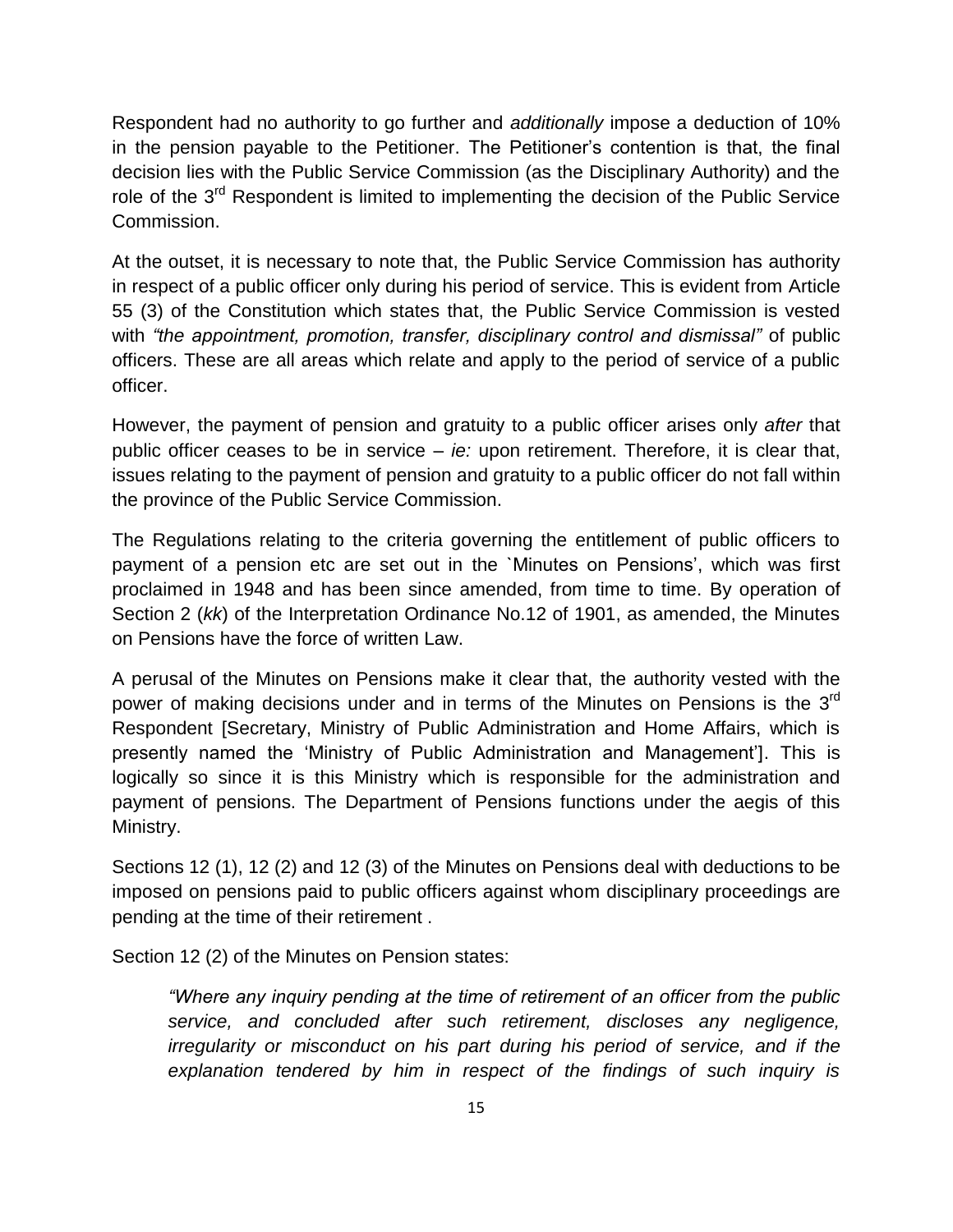Respondent had no authority to go further and *additionally* impose a deduction of 10% in the pension payable to the Petitioner. The Petitioner's contention is that, the final decision lies with the Public Service Commission (as the Disciplinary Authority) and the role of the 3rd Respondent is limited to implementing the decision of the Public Service Commission.

At the outset, it is necessary to note that, the Public Service Commission has authority in respect of a public officer only during his period of service. This is evident from Article 55 (3) of the Constitution which states that, the Public Service Commission is vested with *"the appointment, promotion, transfer, disciplinary control and dismissal"* of public officers. These are all areas which relate and apply to the period of service of a public officer.

However, the payment of pension and gratuity to a public officer arises only *after* that public officer ceases to be in service – *ie:* upon retirement. Therefore, it is clear that, issues relating to the payment of pension and gratuity to a public officer do not fall within the province of the Public Service Commission.

The Regulations relating to the criteria governing the entitlement of public officers to payment of a pension etc are set out in the `Minutes on Pensions', which was first proclaimed in 1948 and has been since amended, from time to time. By operation of Section 2 (*kk*) of the Interpretation Ordinance No.12 of 1901, as amended, the Minutes on Pensions have the force of written Law.

A perusal of the Minutes on Pensions make it clear that, the authority vested with the power of making decisions under and in terms of the Minutes on Pensions is the 3rd Respondent [Secretary, Ministry of Public Administration and Home Affairs, which is presently named the 'Ministry of Public Administration and Management']. This is logically so since it is this Ministry which is responsible for the administration and payment of pensions. The Department of Pensions functions under the aegis of this Ministry.

Sections 12 (1), 12 (2) and 12 (3) of the Minutes on Pensions deal with deductions to be imposed on pensions paid to public officers against whom disciplinary proceedings are pending at the time of their retirement .

Section 12 (2) of the Minutes on Pension states:

> *"Where any inquiry pending at the time of retirement of an officer from the public service, and concluded after such retirement, discloses any negligence, irregularity or misconduct on his part during his period of service, and if the explanation tendered by him in respect of the findings of such inquiry is*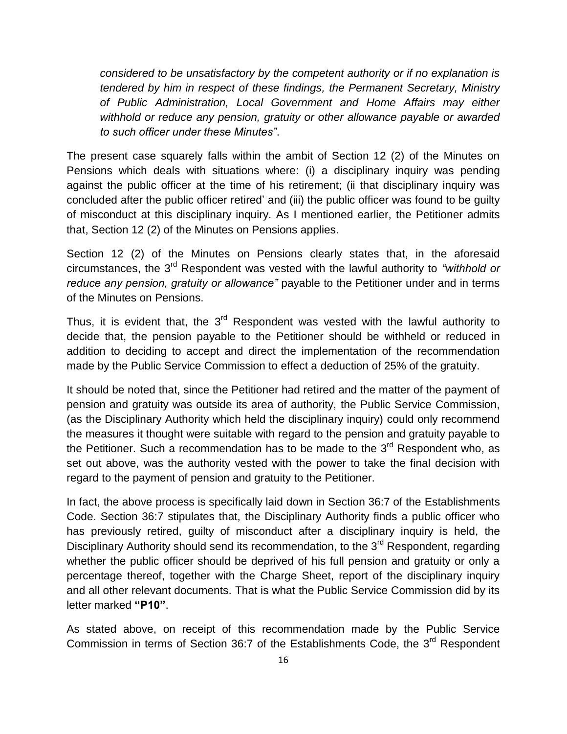*considered to be unsatisfactory by the competent authority or if no explanation is tendered by him in respect of these findings, the Permanent Secretary, Ministry of Public Administration, Local Government and Home Affairs may either withhold or reduce any pension, gratuity or other allowance payable or awarded to such officer under these Minutes"*.

The present case squarely falls within the ambit of Section 12 (2) of the Minutes on Pensions which deals with situations where: (i) a disciplinary inquiry was pending against the public officer at the time of his retirement; (ii that disciplinary inquiry was concluded after the public officer retired' and (iii) the public officer was found to be guilty of misconduct at this disciplinary inquiry. As I mentioned earlier, the Petitioner admits that, Section 12 (2) of the Minutes on Pensions applies.

Section 12 (2) of the Minutes on Pensions clearly states that, in the aforesaid circumstances, the 3rd Respondent was vested with the lawful authority to *"withhold or reduce any pension, gratuity or allowance"* payable to the Petitioner under and in terms of the Minutes on Pensions.

Thus, it is evident that, the 3rd Respondent was vested with the lawful authority to decide that, the pension payable to the Petitioner should be withheld or reduced in addition to deciding to accept and direct the implementation of the recommendation made by the Public Service Commission to effect a deduction of 25% of the gratuity.

It should be noted that, since the Petitioner had retired and the matter of the payment of pension and gratuity was outside its area of authority, the Public Service Commission, (as the Disciplinary Authority which held the disciplinary inquiry) could only recommend the measures it thought were suitable with regard to the pension and gratuity payable to the Petitioner. Such a recommendation has to be made to the 3rd Respondent who, as set out above, was the authority vested with the power to take the final decision with regard to the payment of pension and gratuity to the Petitioner.

In fact, the above process is specifically laid down in Section 36:7 of the Establishments Code. Section 36:7 stipulates that, the Disciplinary Authority finds a public officer who has previously retired, guilty of misconduct after a disciplinary inquiry is held, the Disciplinary Authority should send its recommendation, to the 3rd Respondent, regarding whether the public officer should be deprived of his full pension and gratuity or only a percentage thereof, together with the Charge Sheet, report of the disciplinary inquiry and all other relevant documents. That is what the Public Service Commission did by its letter marked **"P10"**.

As stated above, on receipt of this recommendation made by the Public Service Commission in terms of Section 36:7 of the Establishments Code, the 3rd Respondent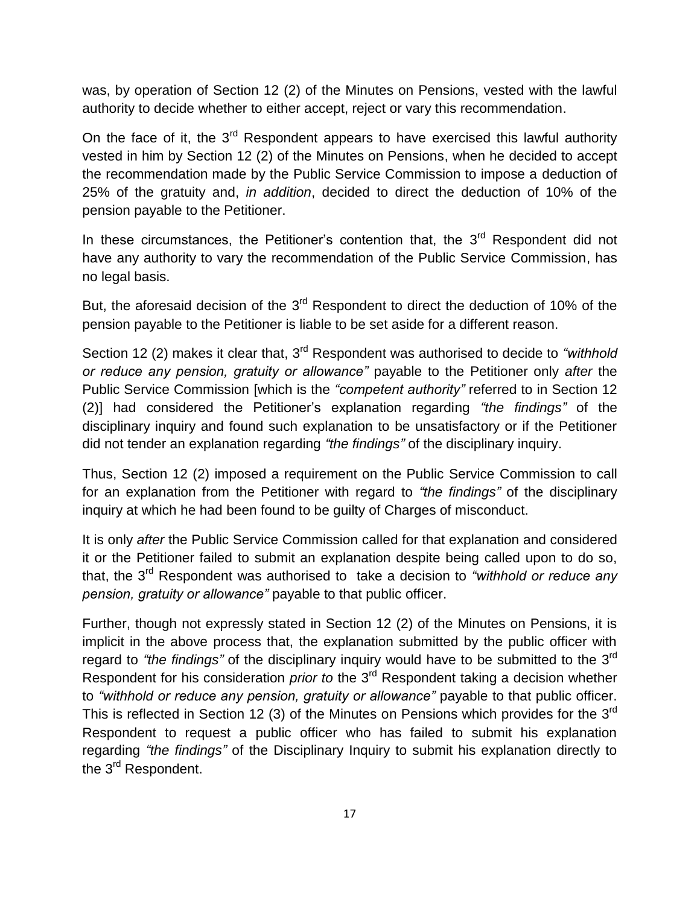was, by operation of Section 12 (2) of the Minutes on Pensions, vested with the lawful authority to decide whether to either accept, reject or vary this recommendation.

On the face of it, the 3rd Respondent appears to have exercised this lawful authority vested in him by Section 12 (2) of the Minutes on Pensions, when he decided to accept the recommendation made by the Public Service Commission to impose a deduction of 25% of the gratuity and, *in addition*, decided to direct the deduction of 10% of the pension payable to the Petitioner.

In these circumstances, the Petitioner's contention that, the 3rd Respondent did not have any authority to vary the recommendation of the Public Service Commission, has no legal basis.

But, the aforesaid decision of the 3rd Respondent to direct the deduction of 10% of the pension payable to the Petitioner is liable to be set aside for a different reason.

Section 12 (2) makes it clear that, 3rd Respondent was authorised to decide to *"withhold or reduce any pension, gratuity or allowance"* payable to the Petitioner only *after* the Public Service Commission [which is the *"competent authority"* referred to in Section 12 (2)] had considered the Petitioner's explanation regarding *"the findings"* of the disciplinary inquiry and found such explanation to be unsatisfactory or if the Petitioner did not tender an explanation regarding *"the findings"* of the disciplinary inquiry.

Thus, Section 12 (2) imposed a requirement on the Public Service Commission to call for an explanation from the Petitioner with regard to *"the findings"* of the disciplinary inquiry at which he had been found to be guilty of Charges of misconduct.

It is only *after* the Public Service Commission called for that explanation and considered it or the Petitioner failed to submit an explanation despite being called upon to do so, that, the 3rd Respondent was authorised to take a decision to *"withhold or reduce any pension, gratuity or allowance"* payable to that public officer.

Further, though not expressly stated in Section 12 (2) of the Minutes on Pensions, it is implicit in the above process that, the explanation submitted by the public officer with regard to *"the findings"* of the disciplinary inquiry would have to be submitted to the 3rd Respondent for his consideration *prior to* the 3rd Respondent taking a decision whether to *"withhold or reduce any pension, gratuity or allowance"* payable to that public officer. This is reflected in Section 12 (3) of the Minutes on Pensions which provides for the 3rd Respondent to request a public officer who has failed to submit his explanation regarding *"the findings"* of the Disciplinary Inquiry to submit his explanation directly to the 3rd Respondent.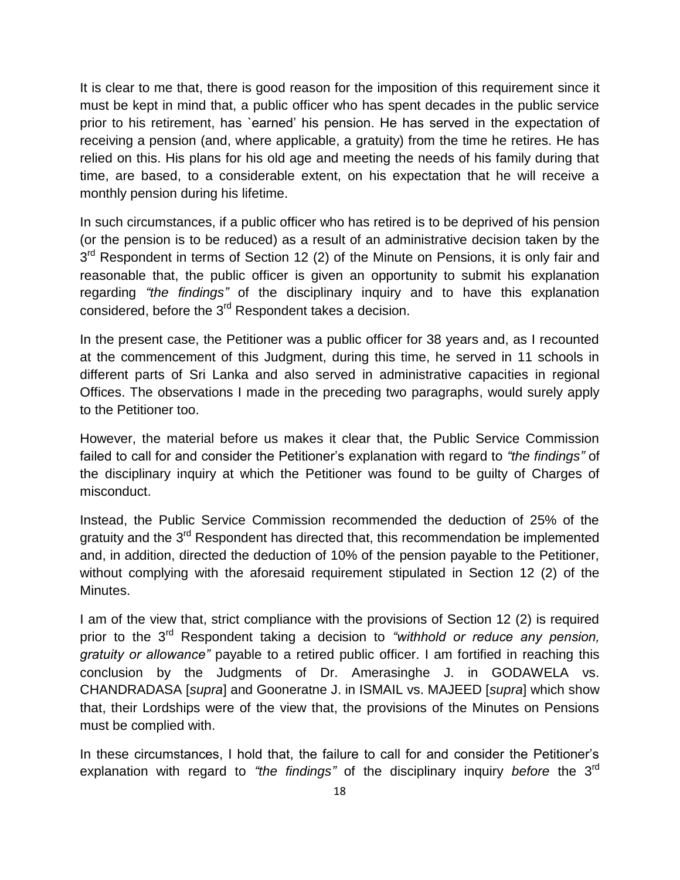It is clear to me that, there is good reason for the imposition of this requirement since it must be kept in mind that, a public officer who has spent decades in the public service prior to his retirement, has `earned' his pension. He has served in the expectation of receiving a pension (and, where applicable, a gratuity) from the time he retires. He has relied on this. His plans for his old age and meeting the needs of his family during that time, are based, to a considerable extent, on his expectation that he will receive a monthly pension during his lifetime.

In such circumstances, if a public officer who has retired is to be deprived of his pension (or the pension is to be reduced) as a result of an administrative decision taken by the 3rd Respondent in terms of Section 12 (2) of the Minute on Pensions, it is only fair and reasonable that, the public officer is given an opportunity to submit his explanation regarding *"the findings"* of the disciplinary inquiry and to have this explanation considered, before the 3rd Respondent takes a decision.

In the present case, the Petitioner was a public officer for 38 years and, as I recounted at the commencement of this Judgment, during this time, he served in 11 schools in different parts of Sri Lanka and also served in administrative capacities in regional Offices. The observations I made in the preceding two paragraphs, would surely apply to the Petitioner too.

However, the material before us makes it clear that, the Public Service Commission failed to call for and consider the Petitioner's explanation with regard to *"the findings"* of the disciplinary inquiry at which the Petitioner was found to be guilty of Charges of misconduct.

Instead, the Public Service Commission recommended the deduction of 25% of the gratuity and the 3rd Respondent has directed that, this recommendation be implemented and, in addition, directed the deduction of 10% of the pension payable to the Petitioner, without complying with the aforesaid requirement stipulated in Section 12 (2) of the Minutes.

I am of the view that, strict compliance with the provisions of Section 12 (2) is required prior to the 3rd Respondent taking a decision to *"withhold or reduce any pension, gratuity or allowance"* payable to a retired public officer. I am fortified in reaching this conclusion by the Judgments of Dr. Amerasinghe J. in GODAWELA vs. CHANDRADASA [*supra*] and Gooneratne J. in ISMAIL vs. MAJEED [*supra*] which show that, their Lordships were of the view that, the provisions of the Minutes on Pensions must be complied with.

In these circumstances, I hold that, the failure to call for and consider the Petitioner's explanation with regard to *"the findings"* of the disciplinary inquiry *before* the 3rd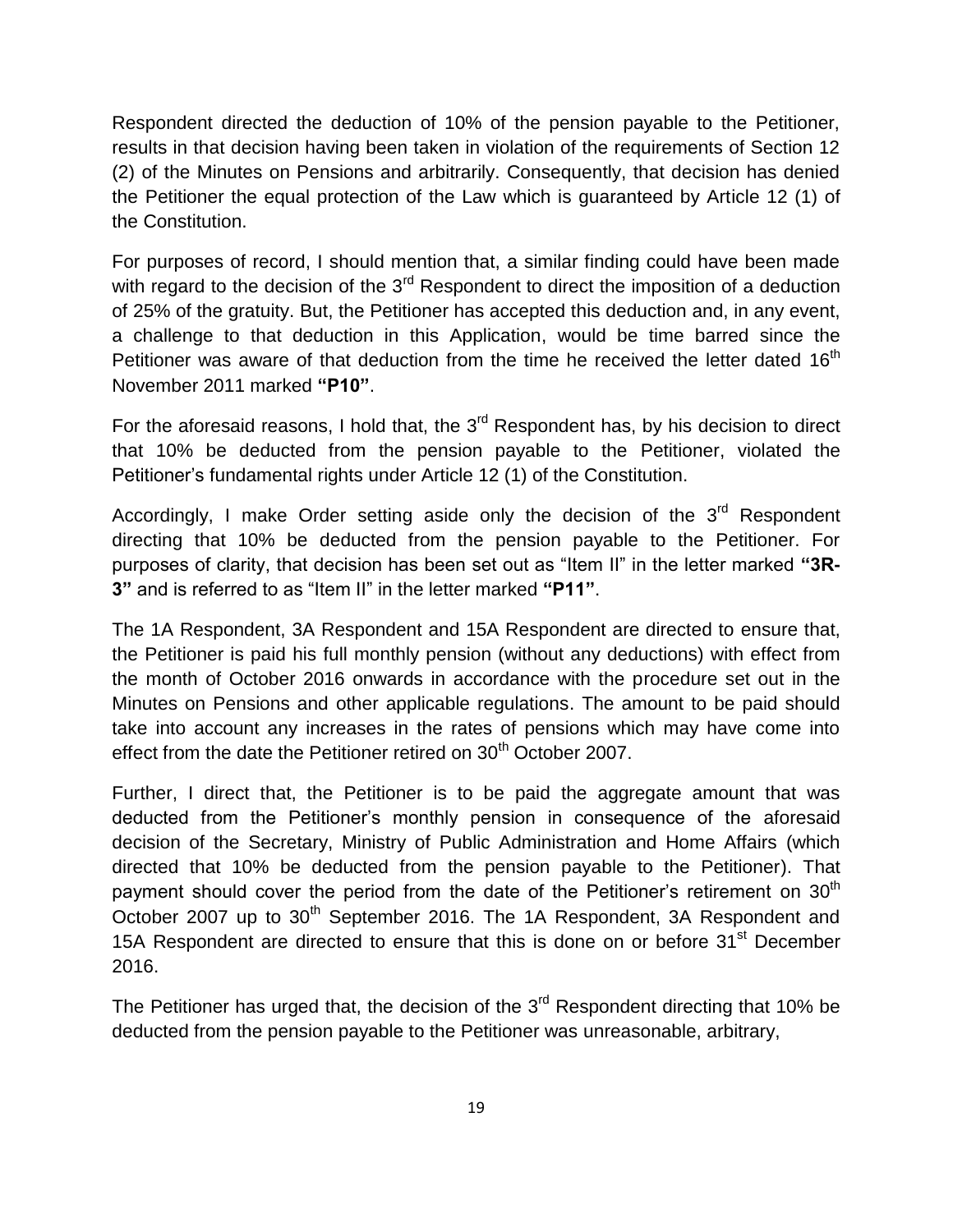Respondent directed the deduction of 10% of the pension payable to the Petitioner, results in that decision having been taken in violation of the requirements of Section 12 (2) of the Minutes on Pensions and arbitrarily. Consequently, that decision has denied the Petitioner the equal protection of the Law which is guaranteed by Article 12 (1) of the Constitution.

For purposes of record, I should mention that, a similar finding could have been made with regard to the decision of the 3rd Respondent to direct the imposition of a deduction of 25% of the gratuity. But, the Petitioner has accepted this deduction and, in any event, a challenge to that deduction in this Application, would be time barred since the Petitioner was aware of that deduction from the time he received the letter dated 16th November 2011 marked **"P10"**.

For the aforesaid reasons, I hold that, the 3rd Respondent has, by his decision to direct that 10% be deducted from the pension payable to the Petitioner, violated the Petitioner's fundamental rights under Article 12 (1) of the Constitution.

Accordingly, I make Order setting aside only the decision of the 3rd Respondent directing that 10% be deducted from the pension payable to the Petitioner. For purposes of clarity, that decision has been set out as "Item II" in the letter marked **"3R-3"** and is referred to as "Item II" in the letter marked **"P11"**.

The 1A Respondent, 3A Respondent and 15A Respondent are directed to ensure that, the Petitioner is paid his full monthly pension (without any deductions) with effect from the month of October 2016 onwards in accordance with the procedure set out in the Minutes on Pensions and other applicable regulations. The amount to be paid should take into account any increases in the rates of pensions which may have come into effect from the date the Petitioner retired on 30th October 2007.

Further, I direct that, the Petitioner is to be paid the aggregate amount that was deducted from the Petitioner's monthly pension in consequence of the aforesaid decision of the Secretary, Ministry of Public Administration and Home Affairs (which directed that 10% be deducted from the pension payable to the Petitioner). That payment should cover the period from the date of the Petitioner's retirement on 30th October 2007 up to 30th September 2016. The 1A Respondent, 3A Respondent and 15A Respondent are directed to ensure that this is done on or before 31st December 2016.

The Petitioner has urged that, the decision of the 3rd Respondent directing that 10% be deducted from the pension payable to the Petitioner was unreasonable, arbitrary,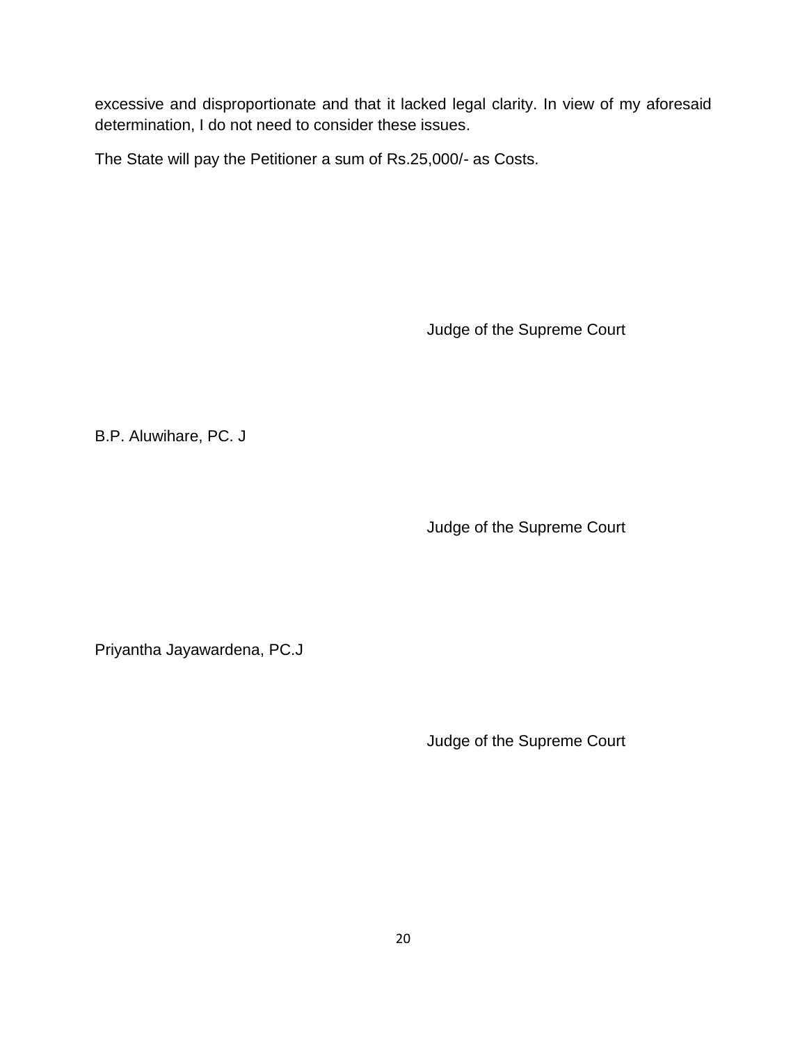excessive and disproportionate and that it lacked legal clarity. In view of my aforesaid determination, I do not need to consider these issues.

The State will pay the Petitioner a sum of Rs.25,000/- as Costs.

Judge of the Supreme Court

B.P. Aluwihare, PC. J

Judge of the Supreme Court

Priyantha Jayawardena, PC.J

Judge of the Supreme Court